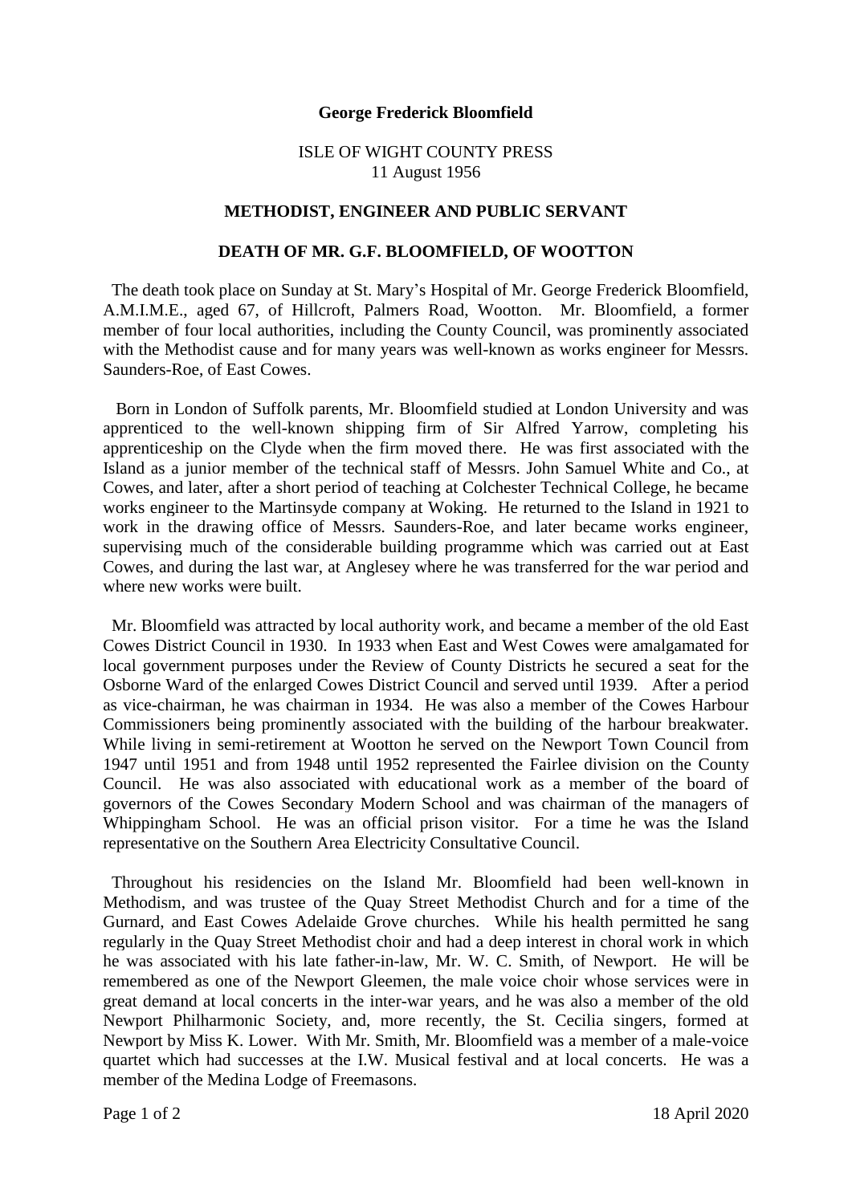# George Frederick Bloomfield

ISLE OF WIGHT COUNTY PRESS
11 August 1956

## METHODIST, ENGINEER AND PUBLIC SERVANT

## DEATH OF MR. G.F. BLOOMFIELD, OF WOOTTON

The death took place on Sunday at St. Mary's Hospital of Mr. George Frederick Bloomfield, A.M.I.M.E., aged 67, of Hillcroft, Palmers Road, Wootton. Mr. Bloomfield, a former member of four local authorities, including the County Council, was prominently associated with the Methodist cause and for many years was well-known as works engineer for Messrs. Saunders-Roe, of East Cowes.

Born in London of Suffolk parents, Mr. Bloomfield studied at London University and was apprenticed to the well-known shipping firm of Sir Alfred Yarrow, completing his apprenticeship on the Clyde when the firm moved there. He was first associated with the Island as a junior member of the technical staff of Messrs. John Samuel White and Co., at Cowes, and later, after a short period of teaching at Colchester Technical College, he became works engineer to the Martinsyde company at Woking. He returned to the Island in 1921 to work in the drawing office of Messrs. Saunders-Roe, and later became works engineer, supervising much of the considerable building programme which was carried out at East Cowes, and during the last war, at Anglesey where he was transferred for the war period and where new works were built.

Mr. Bloomfield was attracted by local authority work, and became a member of the old East Cowes District Council in 1930. In 1933 when East and West Cowes were amalgamated for local government purposes under the Review of County Districts he secured a seat for the Osborne Ward of the enlarged Cowes District Council and served until 1939. After a period as vice-chairman, he was chairman in 1934. He was also a member of the Cowes Harbour Commissioners being prominently associated with the building of the harbour breakwater. While living in semi-retirement at Wootton he served on the Newport Town Council from 1947 until 1951 and from 1948 until 1952 represented the Fairlee division on the County Council. He was also associated with educational work as a member of the board of governors of the Cowes Secondary Modern School and was chairman of the managers of Whippingham School. He was an official prison visitor. For a time he was the Island representative on the Southern Area Electricity Consultative Council.

Throughout his residencies on the Island Mr. Bloomfield had been well-known in Methodism, and was trustee of the Quay Street Methodist Church and for a time of the Gurnard, and East Cowes Adelaide Grove churches. While his health permitted he sang regularly in the Quay Street Methodist choir and had a deep interest in choral work in which he was associated with his late father-in-law, Mr. W. C. Smith, of Newport. He will be remembered as one of the Newport Gleemen, the male voice choir whose services were in great demand at local concerts in the inter-war years, and he was also a member of the old Newport Philharmonic Society, and, more recently, the St. Cecilia singers, formed at Newport by Miss K. Lower. With Mr. Smith, Mr. Bloomfield was a member of a male-voice quartet which had successes at the I.W. Musical festival and at local concerts. He was a member of the Medina Lodge of Freemasons.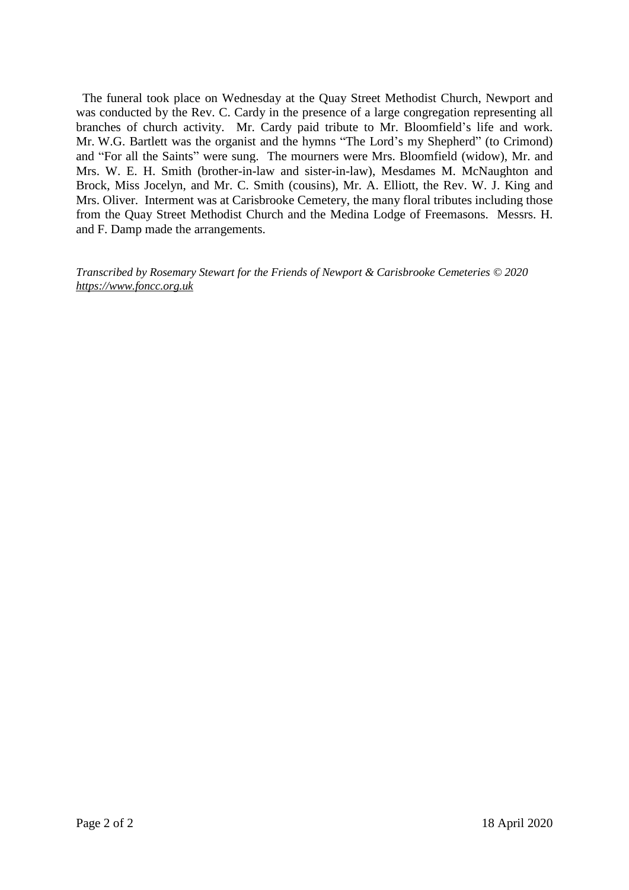The funeral took place on Wednesday at the Quay Street Methodist Church, Newport and was conducted by the Rev. C. Cardy in the presence of a large congregation representing all branches of church activity. Mr. Cardy paid tribute to Mr. Bloomfield's life and work. Mr. W.G. Bartlett was the organist and the hymns "The Lord's my Shepherd" (to Crimond) and "For all the Saints" were sung. The mourners were Mrs. Bloomfield (widow), Mr. and Mrs. W. E. H. Smith (brother-in-law and sister-in-law), Mesdames M. McNaughton and Brock, Miss Jocelyn, and Mr. C. Smith (cousins), Mr. A. Elliott, the Rev. W. J. King and Mrs. Oliver. Interment was at Carisbrooke Cemetery, the many floral tributes including those from the Quay Street Methodist Church and the Medina Lodge of Freemasons. Messrs. H. and F. Damp made the arrangements.

*Transcribed by Rosemary Stewart for the Friends of Newport & Carisbrooke Cemeteries © 2020*
*https://www.foncc.org.uk*